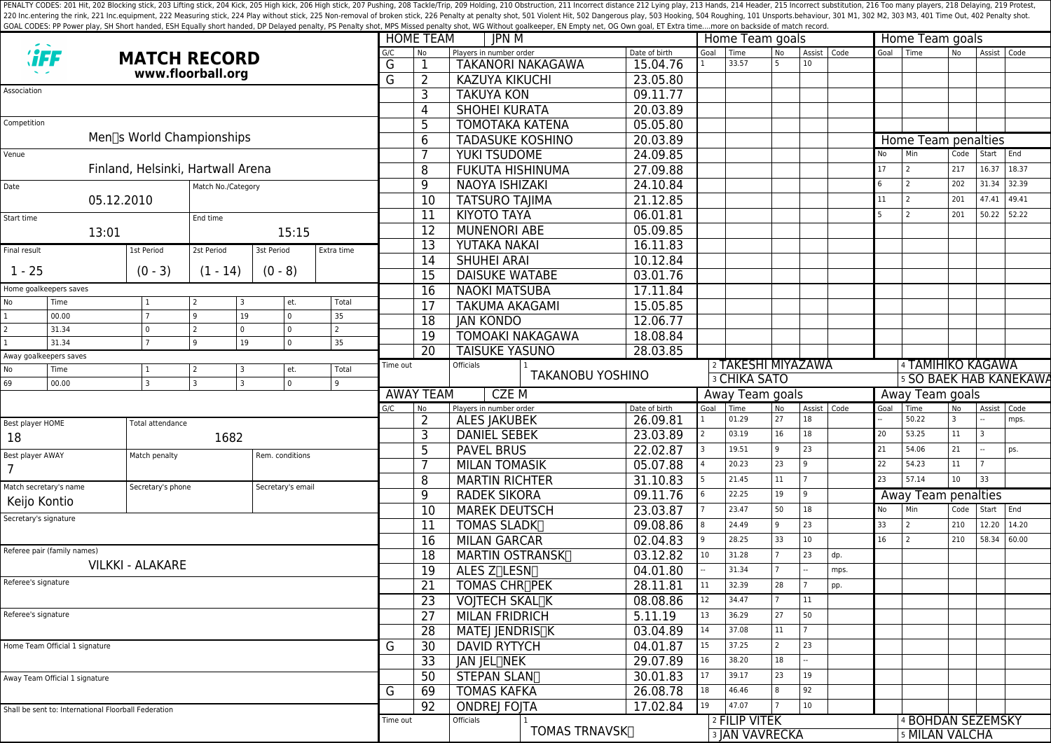PENALTY CODES: 201 Hit, 202 Blocking stick, 203 Lifting stick, 204 Kick, 205 High kick, 206 High stick, 207 Pushing, 208 Tackle/Trip, 209 Holding, 210 Obstruction, 211 Incorrect distance 212 Lying play, 213 Hands, 214 Header, 215 Incorrect substitution, 216 Too many players, 218 Delaying, 219 Protest, 220 Inc.entering the rink, 221 Inc.equipment, 222 Measuring stick, 224 Play without stick, 225 Non-removal of broken stick, 226 Penalty at penalty shot, 501 Violent Hit, 502 Dangerous play, 503 Hooking, 504 Roughing, 101 Unsports.behaviour, 301 M1, 302 M2, 303 M3, 401 Time Out, 402 Penalty shot.
GOAL CODES: PP Power play, SH Short handed, ESH Equally short handed, DP Delayed penalty, PS Penalty shot, MPS Missed penalty shot, WG Without goalkeeper, EN Empty net, OG Own goal, ET Extra time....more on backside of match record.

# MATCH RECORD

**www.floorball.org**

| Field | Value |
|---|---|
| Association | |
| Competition | Men's World Championships |
| Venue | Finland, Helsinki, Hartwall Arena |
| Date | 05.12.2010 |
| Match No./Category | |
| Start time | 13:01 |
| End time | 15:15 |

| Final result | 1st Period | 2st Period | 3st Period | Extra time |
|---|---|---|---|---|
| 1 - 25 | (0 - 3) | (1 - 14) | (0 - 8) | |

Home goalkeepers saves

| No | Time | 1 | 2 | 3 | et. | Total |
|---|---|---|---|---|---|---|
| 1 | 00.00 | 7 | 9 | 19 | 0 | 35 |
| 2 | 31.34 | 0 | 2 | 0 | 0 | 2 |
| 1 | 31.34 | 7 | 9 | 19 | 0 | 35 |

Away goalkeepers saves

| No | Time | 1 | 2 | 3 | et. | Total |
|---|---|---|---|---|---|---|
| 69 | 00.00 | 3 | 3 | 3 | 0 | 9 |

| Best player HOME | Total attendance | |
|---|---|---|
| 18 | 1682 | |
| **Best player AWAY** | **Match penalty** | **Rem. conditions** |
| 7 | | |
| **Match secretary's name** | **Secretary's phone** | **Secretary's email** |
| Keijo Kontio | | |

Secretary's signature

Referee pair (family names): VILKKI - ALAKARE

Referee's signature

Referee's signature

Home Team Official 1 signature

Away Team Official 1 signature

Shall be sent to: International Floorball Federation

## HOME TEAM: JPN M

| G/C | No | Players in number order | Date of birth |
|---|---|---|---|
| G | 1 | TAKANORI NAKAGAWA | 15.04.76 |
| G | 2 | KAZUYA KIKUCHI | 23.05.80 |
| | 3 | TAKUYA KON | 09.11.77 |
| | 4 | SHOHEI KURATA | 20.03.89 |
| | 5 | TOMOTAKA KATENA | 05.05.80 |
| | 6 | TADASUKE KOSHINO | 20.03.89 |
| | 7 | YUKI TSUDOME | 24.09.85 |
| | 8 | FUKUTA HISHINUMA | 27.09.88 |
| | 9 | NAOYA ISHIZAKI | 24.10.84 |
| | 10 | TATSURO TAJIMA | 21.12.85 |
| | 11 | KIYOTO TAYA | 06.01.81 |
| | 12 | MUNENORI ABE | 05.09.85 |
| | 13 | YUTAKA NAKAI | 16.11.83 |
| | 14 | SHUHEI ARAI | 10.12.84 |
| | 15 | DAISUKE WATABE | 03.01.76 |
| | 16 | NAOKI MATSUBA | 17.11.84 |
| | 17 | TAKUMA AKAGAMI | 15.05.85 |
| | 18 | JAN KONDO | 12.06.77 |
| | 19 | TOMOAKI NAKAGAWA | 18.08.84 |
| | 20 | TAISUKE YASUNO | 28.03.85 |

Time out | Officials: 1 TAKANOBU YOSHINO, 2 TAKESHI MIYAZAWA, 3 CHIKA SATO, 4 TAMIHIKO KAGAWA, 5 SO BAEK HAB KANEKAWA

Home Team goals

| Goal | Time | No | Assist | Code |
|---|---|---|---|---|
| 1 | 33.57 | 5 | 10 | |

Home Team penalties

| No | Min | Code | Start | End |
|---|---|---|---|---|
| 17 | 2 | 217 | 16.37 | 18.37 |
| 6 | 2 | 202 | 31.34 | 32.39 |
| 11 | 2 | 201 | 47.41 | 49.41 |
| 5 | 2 | 201 | 50.22 | 52.22 |

## AWAY TEAM: CZE M

| G/C | No | Players in number order | Date of birth |
|---|---|---|---|
| | 2 | ALES JAKUBEK | 26.09.81 |
| | 3 | DANIEL SEBEK | 23.03.89 |
| | 5 | PAVEL BRUS | 22.02.87 |
| | 7 | MILAN TOMASIK | 05.07.88 |
| | 8 | MARTIN RICHTER | 31.10.83 |
| | 9 | RADEK SIKORA | 09.11.76 |
| | 10 | MAREK DEUTSCH | 23.03.87 |
| | 11 | TOMAS SLADK | 09.08.86 |
| | 16 | MILAN GARCAR | 02.04.83 |
| | 18 | MARTIN OSTRANSK | 03.12.82 |
| | 19 | ALES Z LESN | 04.01.80 |
| | 21 | TOMAS CHR PEK | 28.11.81 |
| | 23 | VOJTECH SKAL K | 08.08.86 |
| | 27 | MILAN FRIDRICH | 5.11.19 |
| | 28 | MATEJ JENDRIS K | 03.04.89 |
| G | 30 | DAVID RYTYCH | 04.01.87 |
| | 33 | JAN JEL NEK | 29.07.89 |
| | 50 | STEPAN SLAN | 30.01.83 |
| G | 69 | TOMAS KAFKA | 26.08.78 |
| | 92 | ONDREJ FOJTA | 17.02.84 |

Time out | Officials: 1 TOMAS TRNAVSK, 2 FILIP VITEK, 3 JAN VAVRECKA, 4 BOHDAN SEZEMSKY, 5 MILAN VALCHA

Away Team goals

| Goal | Time | No | Assist | Code |
|---|---|---|---|---|
| 1 | 01.29 | 27 | 18 | |
| 2 | 03.19 | 16 | 18 | |
| 3 | 19.51 | 9 | 23 | |
| 4 | 20.23 | 23 | 9 | |
| 5 | 21.45 | 11 | 7 | |
| 6 | 22.25 | 19 | 9 | |
| 7 | 23.47 | 50 | 18 | |
| 8 | 24.49 | 9 | 23 | |
| 9 | 28.25 | 33 | 10 | |
| 10 | 31.28 | 7 | 23 | dp. |
| -- | 31.34 | 7 | -- | mps. |
| 11 | 32.39 | 28 | 7 | pp. |
| 12 | 34.47 | 7 | 11 | |
| 13 | 36.29 | 27 | 50 | |
| 14 | 37.08 | 11 | 7 | |
| 15 | 37.25 | 2 | 23 | |
| 16 | 38.20 | 18 | -- | |
| 17 | 39.17 | 23 | 19 | |
| 18 | 46.46 | 8 | 92 | |
| 19 | 47.07 | 7 | 10 | |
| -- | 50.22 | 3 | -- | mps. |
| 20 | 53.25 | 11 | 3 | |
| 21 | 54.06 | 21 | -- | ps. |
| 22 | 54.23 | 11 | 7 | |
| 23 | 57.14 | 10 | 33 | |

Away Team penalties

| No | Min | Code | Start | End |
|---|---|---|---|---|
| 33 | 2 | 210 | 12.20 | 14.20 |
| 16 | 2 | 210 | 58.34 | 60.00 |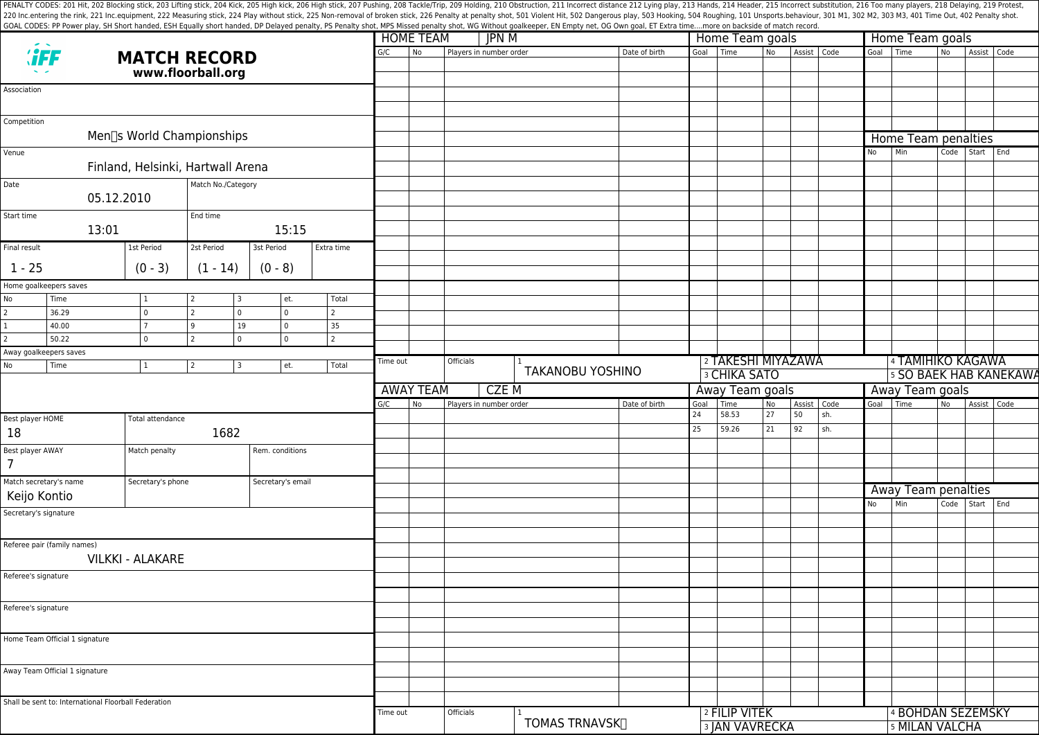PENALTY CODES: 201 Hit, 202 Blocking stick, 203 Lifting stick, 204 Kick, 205 High kick, 206 High stick, 207 Pushing, 208 Tackle/Trip, 209 Holding, 210 Obstruction, 211 Incorrect distance 212 Lying play, 213 Hands, 214 Header, 215 Incorrect substitution, 216 Too many players, 218 Delaying, 219 Protest, 220 Inc.entering the rink, 221 Inc.equipment, 222 Measuring stick, 224 Play without stick, 225 Non-removal of broken stick, 226 Penalty at penalty shot, 501 Violent Hit, 502 Dangerous play, 503 Hooking, 504 Roughing, 101 Unsports.behaviour, 301 M1, 302 M2, 303 M3, 401 Time Out, 402 Penalty shot.
GOAL CODES: PP Power play, SH Short handed, ESH Equally short handed, DP Delayed penalty, PS Penalty shot, MPS Missed penalty shot, WG Without goalkeeper, EN Empty net, OG Own goal, ET Extra time....more on backside of match record.

# IFF MATCH RECORD
**www.floorball.org**

Association:

Competition: Men s World Championships

Venue: Finland, Helsinki, Hartwall Arena

Date: 05.12.2010

Match No./Category:

Start time: 13:01

End time: 15:15

| Final result | 1st Period | 2st Period | 3st Period | Extra time |
|---|---|---|---|---|
| 1 - 25 | (0 - 3) | (1 - 14) | (0 - 8) | |

Home goalkeepers saves

| No | Time | 1 | 2 | 3 | et. | Total |
|---|---|---|---|---|---|---|
| 2 | 36.29 | 0 | 2 | 0 | 0 | 2 |
| 1 | 40.00 | 7 | 9 | 19 | 0 | 35 |
| 2 | 50.22 | 0 | 2 | 0 | 0 | 2 |

Away goalkeepers saves

| No | Time | 1 | 2 | 3 | et. | Total |
|---|---|---|---|---|---|---|

Best player HOME: 18

Total attendance: 1682

Best player AWAY: 7

Match penalty:

Rem. conditions:

Match secretary's name: Keijo Kontio

Secretary's phone:

Secretary's email:

Secretary's signature:

Referee pair (family names): VILKKI - ALAKARE

Referee's signature:

Referee's signature:

Home Team Official 1 signature:

Away Team Official 1 signature:

Shall be sent to: International Floorball Federation

## HOME TEAM: JPN M

| G/C | No | Players in number order | Date of birth |
|---|---|---|---|

Home Team goals

| Goal | Time | No | Assist | Code |
|---|---|---|---|---|

Home Team penalties

| No | Min | Code | Start | End |
|---|---|---|---|---|

Time out:

Officials: 1 TAKANOBU YOSHINO, 2 TAKESHI MIYAZAWA, 3 CHIKA SATO, 4 TAMIHIKO KAGAWA, 5 SO BAEK HAB KANEKAWA

## AWAY TEAM: CZE M

| G/C | No | Players in number order | Date of birth |
|---|---|---|---|

Away Team goals

| Goal | Time | No | Assist | Code |
|---|---|---|---|---|
| 24 | 58.53 | 27 | 50 | sh. |
| 25 | 59.26 | 21 | 92 | sh. |

Away Team penalties

| No | Min | Code | Start | End |
|---|---|---|---|---|

Time out:

Officials: 1 TOMAS TRNAVSK, 2 FILIP VITEK, 3 JAN VAVRECKA, 4 BOHDAN SEZEMSKY, 5 MILAN VALCHA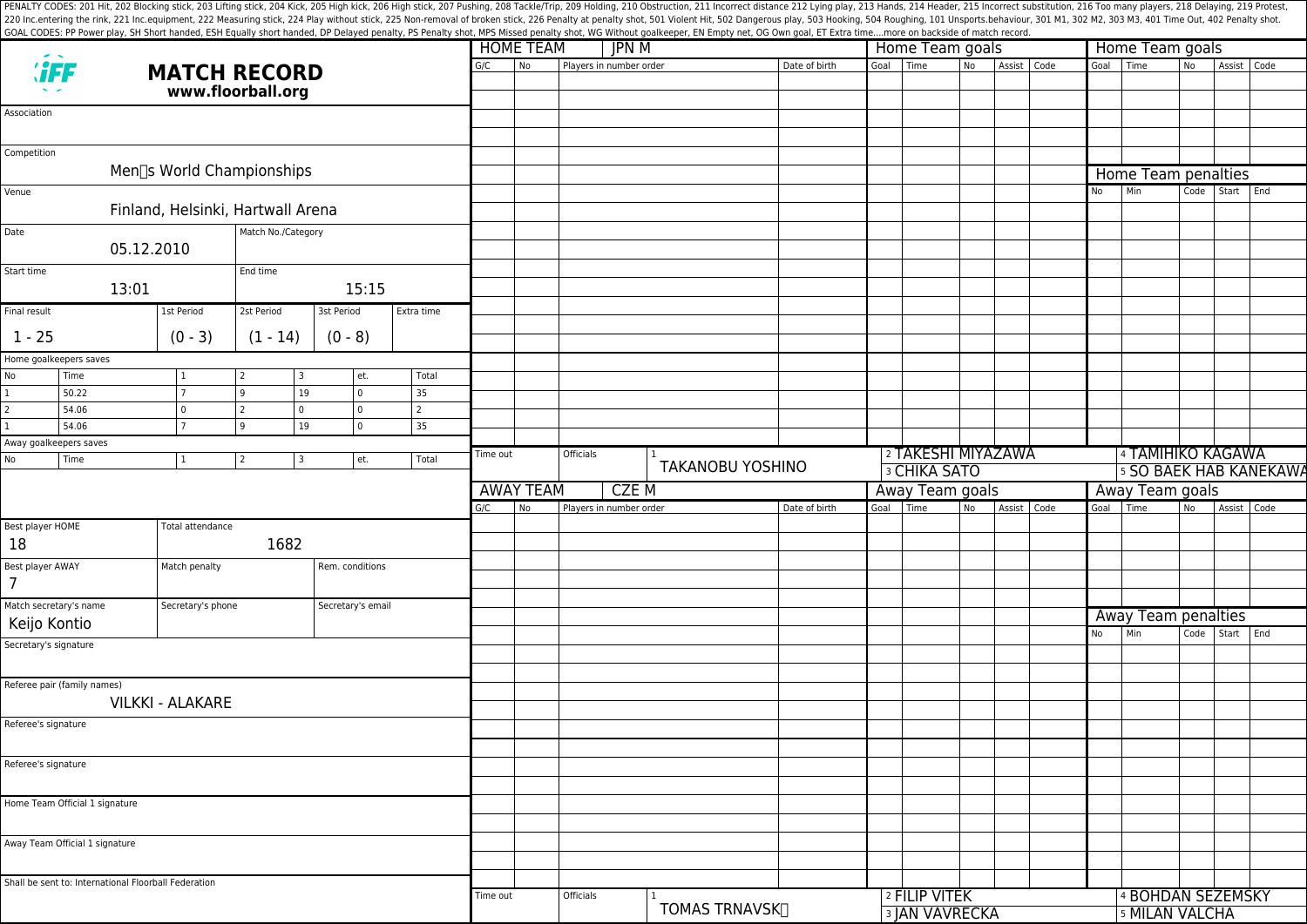PENALTY CODES: 201 Hit, 202 Blocking stick, 203 Lifting stick, 204 Kick, 205 High kick, 206 High stick, 207 Pushing, 208 Tackle/Trip, 209 Holding, 210 Obstruction, 211 Incorrect distance 212 Lying play, 213 Hands, 214 Header, 215 Incorrect substitution, 216 Too many players, 218 Delaying, 219 Protest, 220 Inc.entering the rink, 221 Inc.equipment, 222 Measuring stick, 224 Play without stick, 225 Non-removal of broken stick, 226 Penalty at penalty shot, 501 Violent Hit, 502 Dangerous play, 503 Hooking, 504 Roughing, 101 Unsports.behaviour, 301 M1, 302 M2, 303 M3, 401 Time Out, 402 Penalty shot.
GOAL CODES: PP Power play, SH Short handed, ESH Equally short handed, DP Delayed penalty, PS Penalty shot, MPS Missed penalty shot, WG Without goalkeeper, EN Empty net, OG Own goal, ET Extra time....more on backside of match record.

# MATCH RECORD

**www.floorball.org**

Association

Competition: Men�s World Championships

Venue: Finland, Helsinki, Hartwall Arena

Date: 05.12.2010

Match No./Category:

Start time: 13:01

End time: 15:15

| Final result | 1st Period | 2st Period | 3st Period | Extra time |
|---|---|---|---|---|
| 1 - 25 | (0 - 3) | (1 - 14) | (0 - 8) | |

Home goalkeepers saves

| No | Time | 1 | 2 | 3 | et. | Total |
|---|---|---|---|---|---|---|
| 1 | 50.22 | 7 | 9 | 19 | 0 | 35 |
| 2 | 54.06 | 0 | 2 | 0 | 0 | 2 |
| 1 | 54.06 | 7 | 9 | 19 | 0 | 35 |

Away goalkeepers saves

| No | Time | 1 | 2 | 3 | et. | Total |
|---|---|---|---|---|---|---|

Best player HOME: 18

Total attendance: 1682

Best player AWAY: 7

Match penalty:

Rem. conditions:

Match secretary's name: Keijo Kontio

Secretary's phone:

Secretary's email:

Secretary's signature

Referee pair (family names): VILKKI - ALAKARE

Referee's signature

Referee's signature

Home Team Official 1 signature

Away Team Official 1 signature

Shall be sent to: International Floorball Federation

## HOME TEAM: JPN M

| G/C | No | Players in number order | Date of birth |
|---|---|---|---|

### Home Team goals

| Goal | Time | No | Assist | Code |
|---|---|---|---|---|

### Home Team penalties

| No | Min | Code | Start | End |
|---|---|---|---|---|

Time out

Officials: 1 TAKANOBU YOSHINO, 2 TAKESHI MIYAZAWA, 3 CHIKA SATO, 4 TAMIHIKO KAGAWA, 5 SO BAEK HAB KANEKAWA

## AWAY TEAM: CZE M

| G/C | No | Players in number order | Date of birth |
|---|---|---|---|

### Away Team goals

| Goal | Time | No | Assist | Code |
|---|---|---|---|---|

### Away Team penalties

| No | Min | Code | Start | End |
|---|---|---|---|---|

Time out

Officials: 1 TOMAS TRNAVSK�, 2 FILIP VITEK, 3 JAN VAVRECKA, 4 BOHDAN SEZEMSKY, 5 MILAN VALCHA